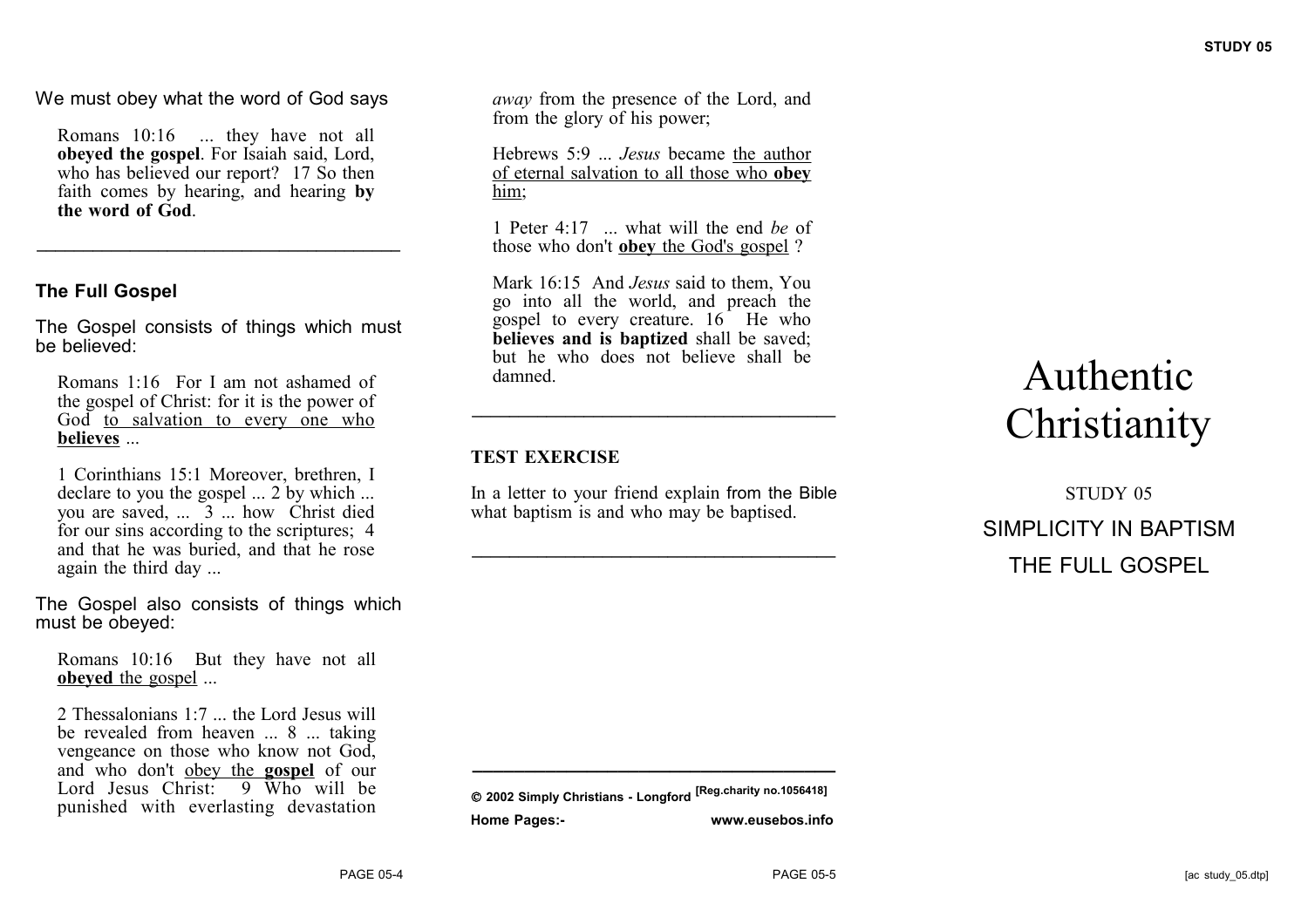We must obey what the word of God says

Romans 10:16 ... they have not all **obeyed the gospel**. For Isaiah said, Lord, who has believed our report? 17 So then faith comes by hearing, and hearing **by the word of God**.

---

## The Full Gospel

The Gospel consists of things which must be believed:

Romans 1:16 For I am not ashamed of the gospel of Christ: for it is the power of God to salvation to every one who **believes** ...

1 Corinthians 15:1 Moreover, brethren, I declare to you the gospel ... 2 by which ... you are saved, ... 3 ... how Christ died for our sins according to the scriptures; 4 and that he was buried, and that he rose again the third day ...

The Gospel also consists of things which must be obeyed:

Romans 10:16 But they have not all **obeyed** the gospel ...

2 Thessalonians 1:7 ... the Lord Jesus will be revealed from heaven ... 8 ... taking vengeance on those who know not God, and who don't obey the **gospel** of our Lord Jesus Christ: 9 Who will be punished with everlasting devastation *away* from the presence of the Lord, and from the glory of his power;

Hebrews 5:9 ... *Jesus* became the author of eternal salvation to all those who **obey** him;

1 Peter 4:17 ... what will the end *be* of those who don't **obey** the God's gospel ?

Mark 16:15 And *Jesus* said to them, You go into all the world, and preach the gospel to every creature. 16 He who **believes and is baptized** shall be saved; but he who does not believe shall be damned.

---

## TEST EXERCISE

In a letter to your friend explain from the Bible what baptism is and who may be baptised.

---

---

© 2002 Simply Christians - Longford [Reg.charity no.1056418]

Home Pages:- www.eusebos.info

# Authentic Christianity

STUDY 05

SIMPLICITY IN BAPTISM

THE FULL GOSPEL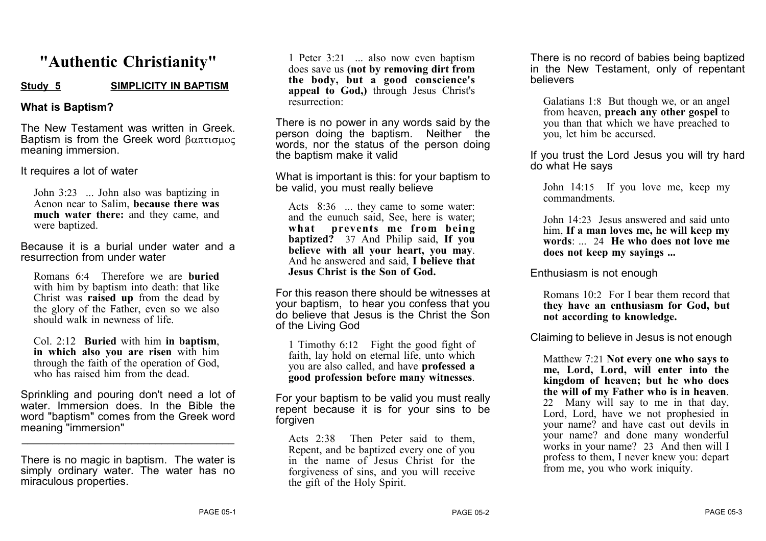# "Authentic Christianity"

**Study 5** **SIMPLICITY IN BAPTISM**

### What is Baptism?

The New Testament was written in Greek. Baptism is from the Greek word βαπτισμος meaning immersion.

It requires a lot of water

> John 3:23 ... John also was baptizing in Aenon near to Salim, **because there was much water there:** and they came, and were baptized.

Because it is a burial under water and a resurrection from under water

> Romans 6:4 Therefore we are **buried** with him by baptism into death: that like Christ was **raised up** from the dead by the glory of the Father, even so we also should walk in newness of life.

> Col. 2:12 **Buried** with him **in baptism**, **in which also you are risen** with him through the faith of the operation of God, who has raised him from the dead.

Sprinkling and pouring don't need a lot of water. Immersion does. In the Bible the word "baptism" comes from the Greek word meaning "immersion"

---

There is no magic in baptism. The water is simply ordinary water. The water has no miraculous properties.

> 1 Peter 3:21 ... also now even baptism does save us **(not by removing dirt from the body, but a good conscience's appeal to God,)** through Jesus Christ's resurrection:

There is no power in any words said by the person doing the baptism. Neither the words, nor the status of the person doing the baptism make it valid

What is important is this: for your baptism to be valid, you must really believe

> Acts 8:36 ... they came to some water: and the eunuch said, See, here is water; **what prevents me from being baptized?** 37 And Philip said, **If you believe with all your heart, you may**. And he answered and said, **I believe that Jesus Christ is the Son of God.**

For this reason there should be witnesses at your baptism, to hear you confess that you do believe that Jesus is the Christ the Son of the Living God

> 1 Timothy 6:12 Fight the good fight of faith, lay hold on eternal life, unto which you are also called, and have **professed a good profession before many witnesses**.

For your baptism to be valid you must really repent because it is for your sins to be forgiven

> Acts 2:38 Then Peter said to them, Repent, and be baptized every one of you in the name of Jesus Christ for the forgiveness of sins, and you will receive the gift of the Holy Spirit.

There is no record of babies being baptized in the New Testament, only of repentant believers

> Galatians 1:8 But though we, or an angel from heaven, **preach any other gospel** to you than that which we have preached to you, let him be accursed.

If you trust the Lord Jesus you will try hard do what He says

> John 14:15 If you love me, keep my commandments.

> John 14:23 Jesus answered and said unto him, **If a man loves me, he will keep my words**: ... 24 **He who does not love me does not keep my sayings ...**

Enthusiasm is not enough

> Romans 10:2 For I bear them record that **they have an enthusiasm for God, but not according to knowledge.**

Claiming to believe in Jesus is not enough

> Matthew 7:21 **Not every one who says to me, Lord, Lord, will enter into the kingdom of heaven; but he who does the will of my Father who is in heaven**. 22 Many will say to me in that day, Lord, Lord, have we not prophesied in your name? and have cast out devils in your name? and done many wonderful works in your name? 23 And then will I profess to them, I never knew you: depart from me, you who work iniquity.